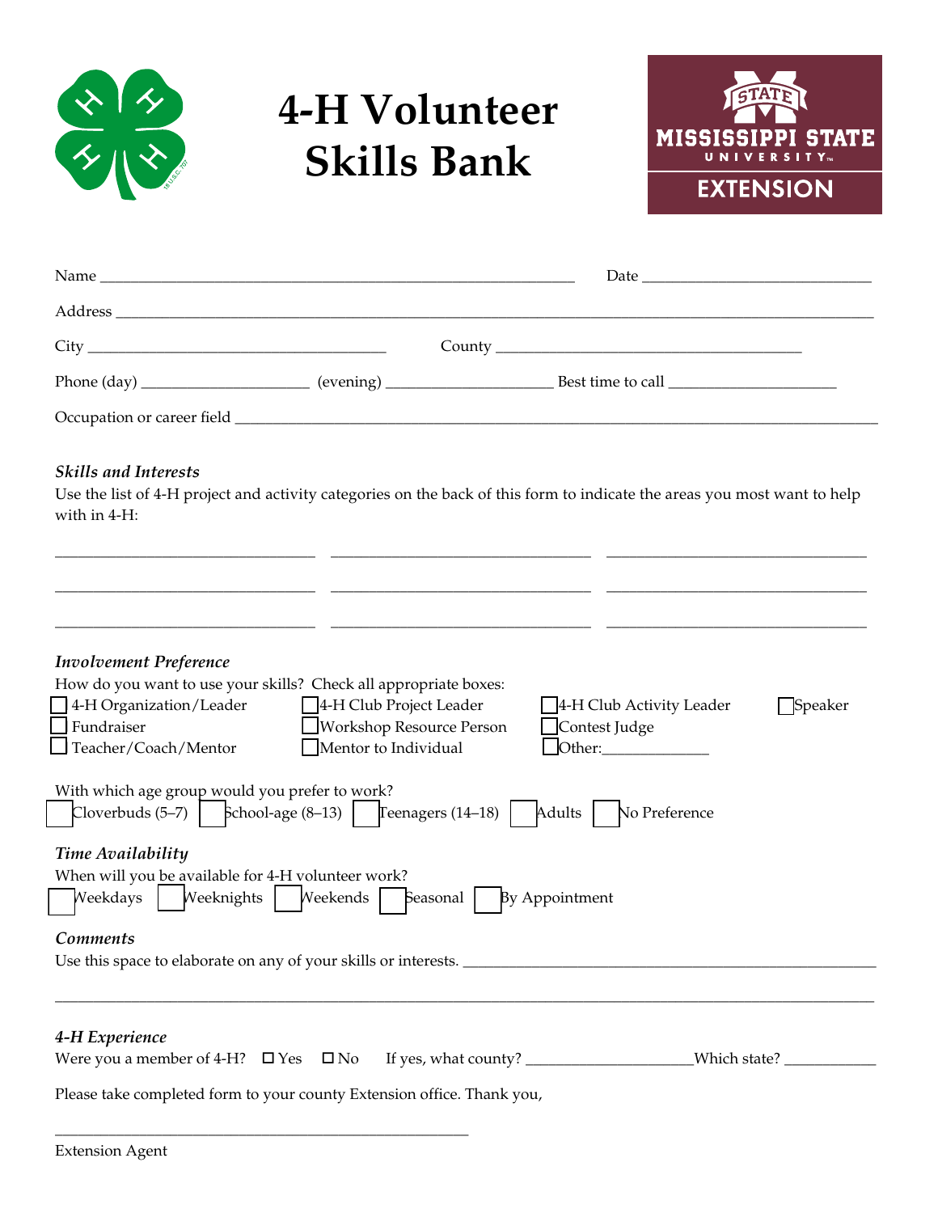# 4-H Volunteer Skills Bank

Name ____________________________________________ Date ______________________

Address ______________________________________________________________________

City ____________________________ County ______________________________

Phone (day) ________________ (evening) ________________ Best time to call ________________

Occupation or career field ____________________________________________________________

*Skills and Interests*

Use the list of 4-H project and activity categories on the back of this form to indicate the areas you most want to help with in 4-H:

_________________________ _________________________ _________________________

_________________________ _________________________ _________________________

_________________________ _________________________ _________________________

*Involvement Preference*

How do you want to use your skills? Check all appropriate boxes:

☐ 4-H Organization/Leader ☐ 4-H Club Project Leader ☐ 4-H Club Activity Leader ☐ Speaker
☐ Fundraiser ☐ Workshop Resource Person ☐ Contest Judge
☐ Teacher/Coach/Mentor ☐ Mentor to Individual ☐ Other:____________

With which age group would you prefer to work?

☐ Cloverbuds (5–7) ☐ School-age (8–13) ☐ Teenagers (14–18) ☐ Adults ☐ No Preference

*Time Availability*

When will you be available for 4-H volunteer work?

☐ Weekdays ☐ Weeknights ☐ Weekends ☐ Seasonal ☐ By Appointment

*Comments*

Use this space to elaborate on any of your skills or interests. ________________________________________

______________________________________________________________________________

*4-H Experience*

Were you a member of 4-H? ☐ Yes ☐ No If yes, what county? ________________ Which state? __________

Please take completed form to your county Extension office. Thank you,

__________________________________________

Extension Agent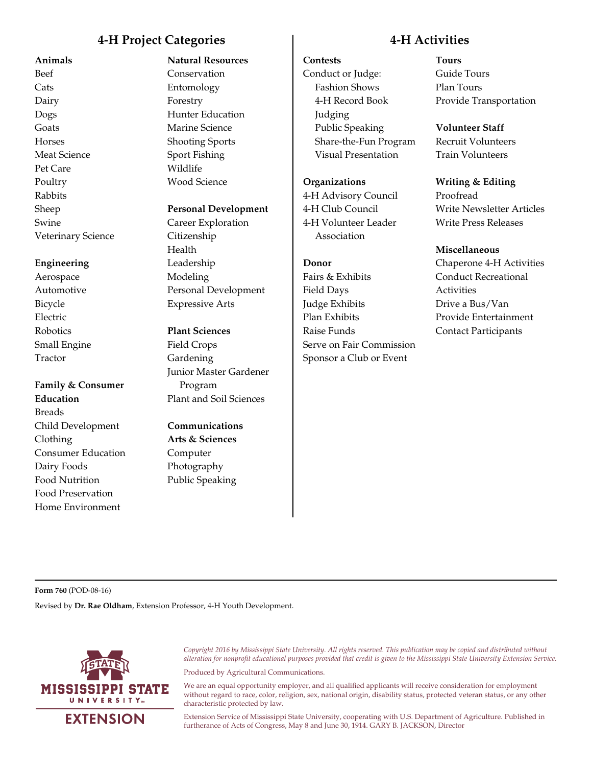## 4-H Project Categories

**Animals**
Beef
Cats
Dairy
Dogs
Goats
Horses
Meat Science
Pet Care
Poultry
Rabbits
Sheep
Swine
Veterinary Science

**Engineering**
Aerospace
Automotive
Bicycle
Electric
Robotics
Small Engine
Tractor

**Family & Consumer Education**
Breads
Child Development
Clothing
Consumer Education
Dairy Foods
Food Nutrition
Food Preservation
Home Environment

**Natural Resources**
Conservation
Entomology
Forestry
Hunter Education
Marine Science
Shooting Sports
Sport Fishing
Wildlife
Wood Science

**Personal Development**
Career Exploration
Citizenship
Health
Leadership
Modeling
Personal Development
Expressive Arts

**Plant Sciences**
Field Crops
Gardening
Junior Master Gardener Program
Plant and Soil Sciences

**Communications Arts & Sciences**
Computer
Photography
Public Speaking

## 4-H Activities

**Contests**
Conduct or Judge:
- Fashion Shows
- 4-H Record Book
- Judging
- Public Speaking
- Share-the-Fun Program
- Visual Presentation

**Organizations**
4-H Advisory Council
4-H Club Council
4-H Volunteer Leader Association

**Donor**
Fairs & Exhibits
Field Days
Judge Exhibits
Plan Exhibits
Raise Funds
Serve on Fair Commission
Sponsor a Club or Event

**Tours**
Guide Tours
Plan Tours
Provide Transportation

**Volunteer Staff**
Recruit Volunteers
Train Volunteers

**Writing & Editing**
Proofread
Write Newsletter Articles
Write Press Releases

**Miscellaneous**
Chaperone 4-H Activities
Conduct Recreational Activities
Drive a Bus/Van
Provide Entertainment
Contact Participants

---

**Form 760** (POD-08-16)

Revised by **Dr. Rae Oldham**, Extension Professor, 4-H Youth Development.

MISSISSIPPI STATE UNIVERSITY EXTENSION

*Copyright 2016 by Mississippi State University. All rights reserved. This publication may be copied and distributed without alteration for nonprofit educational purposes provided that credit is given to the Mississippi State University Extension Service.*

Produced by Agricultural Communications.

We are an equal opportunity employer, and all qualified applicants will receive consideration for employment without regard to race, color, religion, sex, national origin, disability status, protected veteran status, or any other characteristic protected by law.

Extension Service of Mississippi State University, cooperating with U.S. Department of Agriculture. Published in furtherance of Acts of Congress, May 8 and June 30, 1914. GARY B. JACKSON, Director